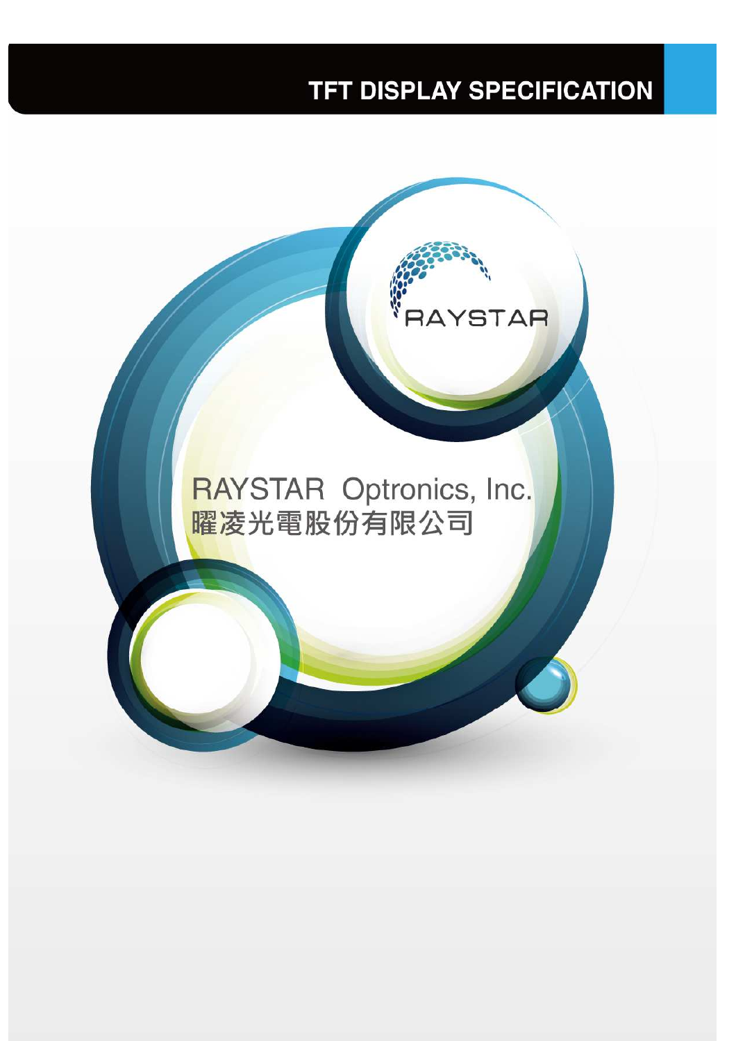# TFT DISPLAY SPECIFICATION

RAYSTAR

RAYSTAR Optronics, Inc.
曜凌光電股份有限公司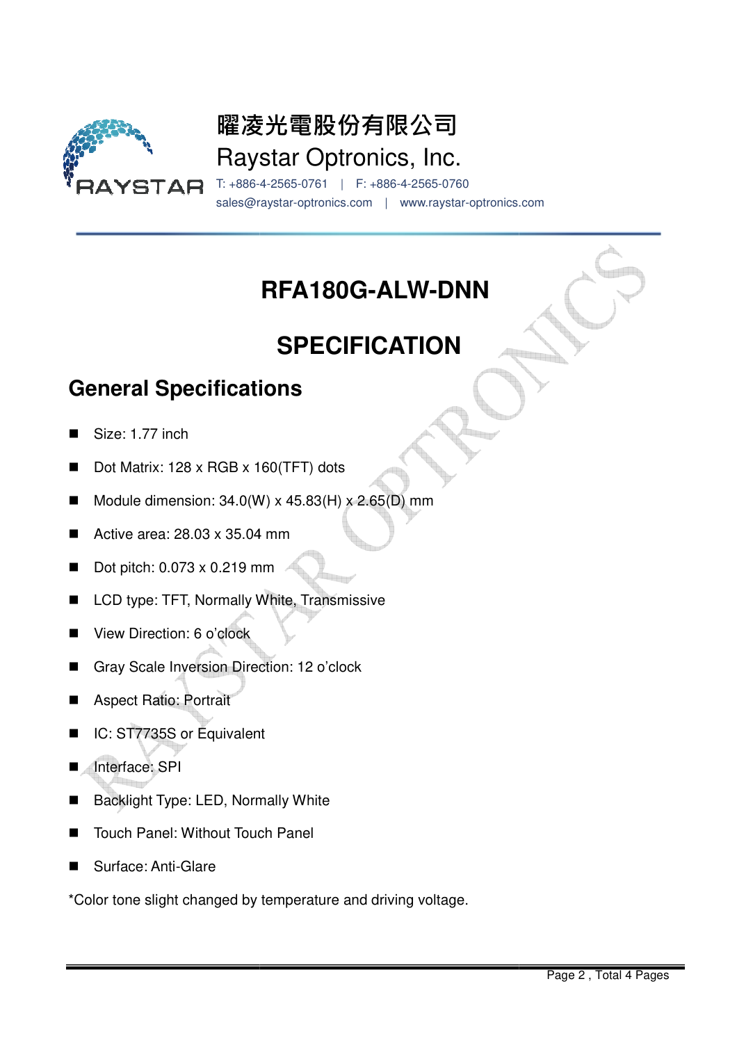曜凌光電股份有限公司

Raystar Optronics, Inc.

T: +886-4-2565-0761 | F: +886-4-2565-0760

sales@raystar-optronics.com | www.raystar-optronics.com

# RFA180G-ALW-DNN

# SPECIFICATION

## General Specifications

- Size: 1.77 inch
- Dot Matrix: 128 x RGB x 160(TFT) dots
- Module dimension: 34.0(W) x 45.83(H) x 2.65(D) mm
- Active area: 28.03 x 35.04 mm
- Dot pitch: 0.073 x 0.219 mm
- LCD type: TFT, Normally White, Transmissive
- View Direction: 6 o'clock
- Gray Scale Inversion Direction: 12 o'clock
- Aspect Ratio: Portrait
- IC: ST7735S or Equivalent
- Interface: SPI
- Backlight Type: LED, Normally White
- Touch Panel: Without Touch Panel
- Surface: Anti-Glare

*Color tone slight changed by temperature and driving voltage.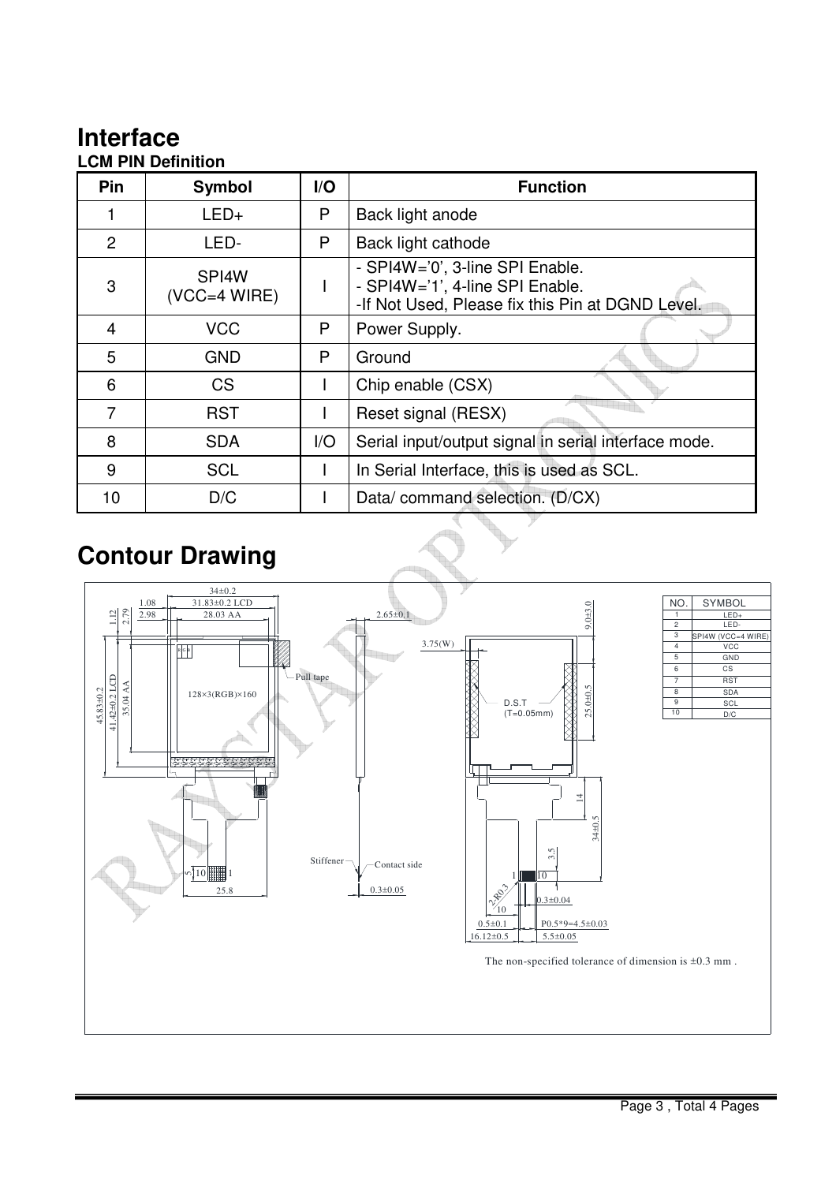# Interface

**LCM PIN Definition**

| Pin | Symbol | I/O | Function |
|---|---|---|---|
| 1 | LED+ | P | Back light anode |
| 2 | LED- | P | Back light cathode |
| 3 | SPI4W (VCC=4 WIRE) | I | - SPI4W='0', 3-line SPI Enable.<br>- SPI4W='1', 4-line SPI Enable.<br>-If Not Used, Please fix this Pin at DGND Level. |
| 4 | VCC | P | Power Supply. |
| 5 | GND | P | Ground |
| 6 | CS | I | Chip enable (CSX) |
| 7 | RST | I | Reset signal (RESX) |
| 8 | SDA | I/O | Serial input/output signal in serial interface mode. |
| 9 | SCL | I | In Serial Interface, this is used as SCL. |
| 10 | D/C | I | Data/ command selection. (D/CX) |

# Contour Drawing

| NO. | SYMBOL |
|---|---|
| 1 | LED+ |
| 2 | LED- |
| 3 | SPI4W (VCC=4 WIRE) |
| 4 | VCC |
| 5 | GND |
| 6 | CS |
| 7 | RST |
| 8 | SDA |
| 9 | SCL |
| 10 | D/C |

34±0.2, 31.83±0.2 LCD, 28.03 AA, 1.08, 2.98, 1.12, 2.79, 45.83±0.2, 41.42±0.2 LCD, 35.04 AA, 128×3(RGB)×160, Pull tape, 25.8, 2.65±0.1, Stiffener, Contact side, 0.3±0.05, 3.75(W), D.S.T (T=0.05mm), 9.0±3.0, 25.0±0.5, 14, 34±0.5, 3.5, 2-R0.3, 0.3±0.04, 0.5±0.1, P0.5*9=4.5±0.03, 16.12±0.5, 5.5±0.05

The non-specified tolerance of dimension is ±0.3 mm .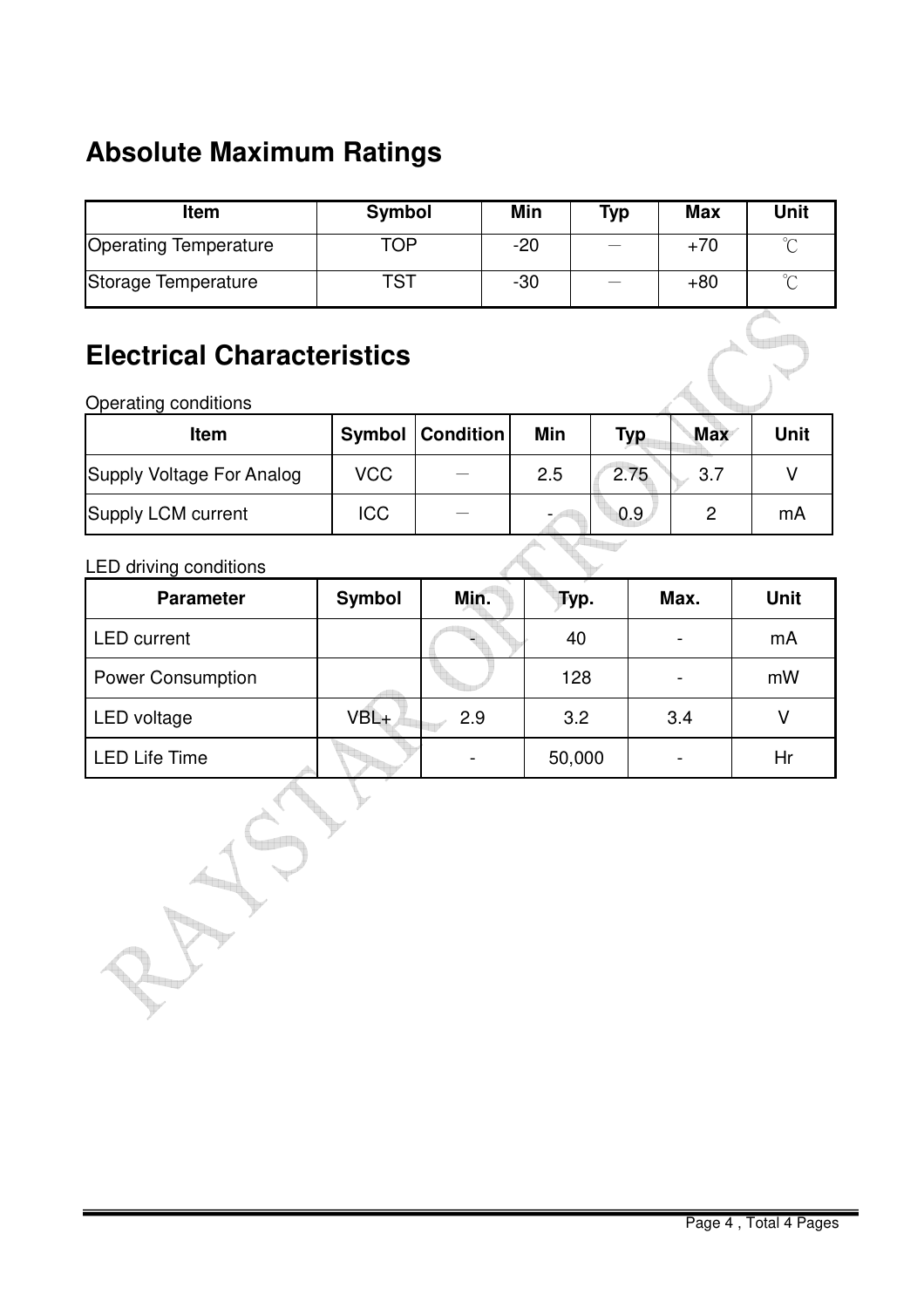## Absolute Maximum Ratings

| Item | Symbol | Min | Typ | Max | Unit |
|---|---|---|---|---|---|
| Operating Temperature | TOP | -20 | － | +70 | ℃ |
| Storage Temperature | TST | -30 | － | +80 | ℃ |

## Electrical Characteristics

Operating conditions

| Item | Symbol | Condition | Min | Typ | Max | Unit |
|---|---|---|---|---|---|---|
| Supply Voltage For Analog | VCC | － | 2.5 | 2.75 | 3.7 | V |
| Supply LCM current | ICC | － | - | 0.9 | 2 | mA |

LED driving conditions

| Parameter | Symbol | Min. | Typ. | Max. | Unit |
|---|---|---|---|---|---|
| LED current | | - | 40 | - | mA |
| Power Consumption | | | 128 | - | mW |
| LED voltage | VBL+ | 2.9 | 3.2 | 3.4 | V |
| LED Life Time | | - | 50,000 | - | Hr |